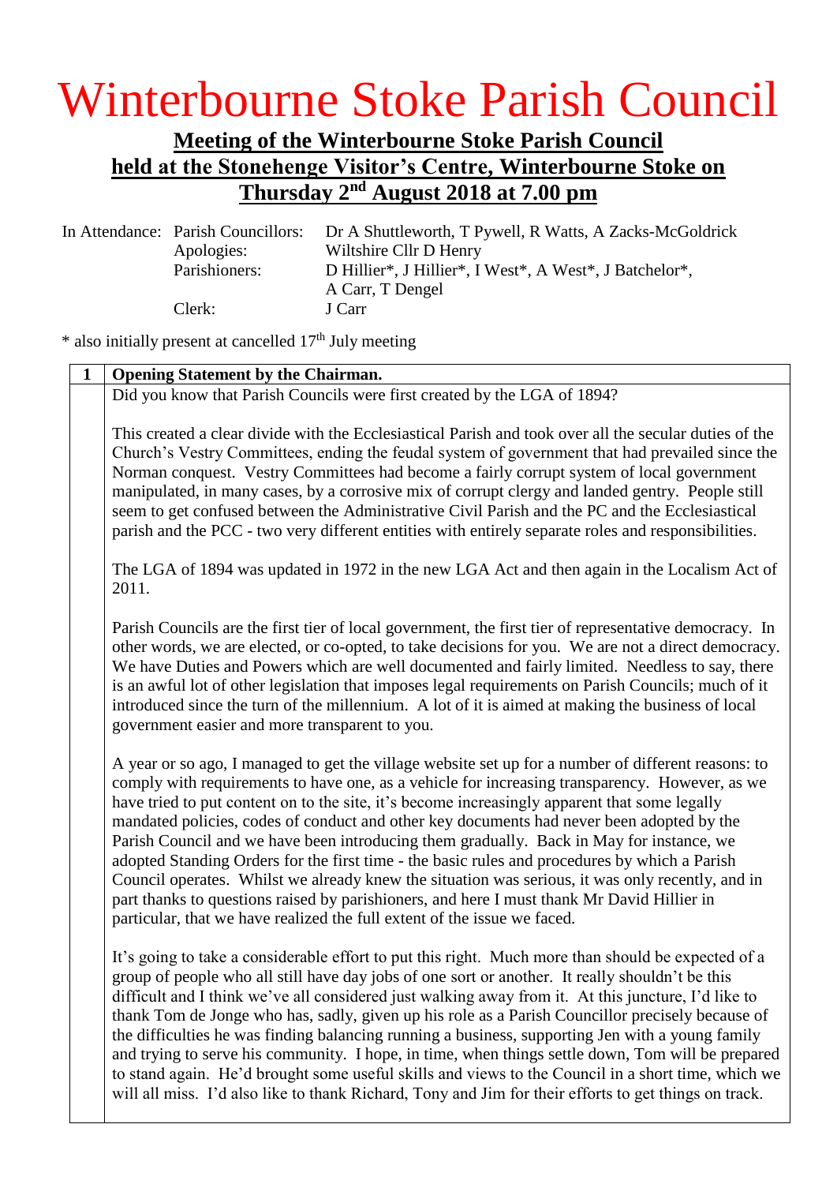# Winterbourne Stoke Parish Council

## Meeting of the Winterbourne Stoke Parish Council held at the Stonehenge Visitor's Centre, Winterbourne Stoke on Thursday 2nd August 2018 at 7.00 pm

| In Attendance: | | |
|---|---|---|
| | Parish Councillors: | Dr A Shuttleworth, T Pywell, R Watts, A Zacks-McGoldrick |
| | Apologies: | Wiltshire Cllr D Henry |
| | Parishioners: | D Hillier*, J Hillier*, I West*, A West*, J Batchelor*, A Carr, T Dengel |
| | Clerk: | J Carr |

\* also initially present at cancelled 17th July meeting

| 1 | Opening Statement by the Chairman. |
|---|---|
| | Did you know that Parish Councils were first created by the LGA of 1894?<br><br>This created a clear divide with the Ecclesiastical Parish and took over all the secular duties of the Church's Vestry Committees, ending the feudal system of government that had prevailed since the Norman conquest. Vestry Committees had become a fairly corrupt system of local government manipulated, in many cases, by a corrosive mix of corrupt clergy and landed gentry. People still seem to get confused between the Administrative Civil Parish and the PC and the Ecclesiastical parish and the PCC - two very different entities with entirely separate roles and responsibilities.<br><br>The LGA of 1894 was updated in 1972 in the new LGA Act and then again in the Localism Act of 2011.<br><br>Parish Councils are the first tier of local government, the first tier of representative democracy. In other words, we are elected, or co-opted, to take decisions for you. We are not a direct democracy. We have Duties and Powers which are well documented and fairly limited. Needless to say, there is an awful lot of other legislation that imposes legal requirements on Parish Councils; much of it introduced since the turn of the millennium. A lot of it is aimed at making the business of local government easier and more transparent to you.<br><br>A year or so ago, I managed to get the village website set up for a number of different reasons: to comply with requirements to have one, as a vehicle for increasing transparency. However, as we have tried to put content on to the site, it's become increasingly apparent that some legally mandated policies, codes of conduct and other key documents had never been adopted by the Parish Council and we have been introducing them gradually. Back in May for instance, we adopted Standing Orders for the first time - the basic rules and procedures by which a Parish Council operates. Whilst we already knew the situation was serious, it was only recently, and in part thanks to questions raised by parishioners, and here I must thank Mr David Hillier in particular, that we have realized the full extent of the issue we faced.<br><br>It's going to take a considerable effort to put this right. Much more than should be expected of a group of people who all still have day jobs of one sort or another. It really shouldn't be this difficult and I think we've all considered just walking away from it. At this juncture, I'd like to thank Tom de Jonge who has, sadly, given up his role as a Parish Councillor precisely because of the difficulties he was finding balancing running a business, supporting Jen with a young family and trying to serve his community. I hope, in time, when things settle down, Tom will be prepared to stand again. He'd brought some useful skills and views to the Council in a short time, which we will all miss. I'd also like to thank Richard, Tony and Jim for their efforts to get things on track. |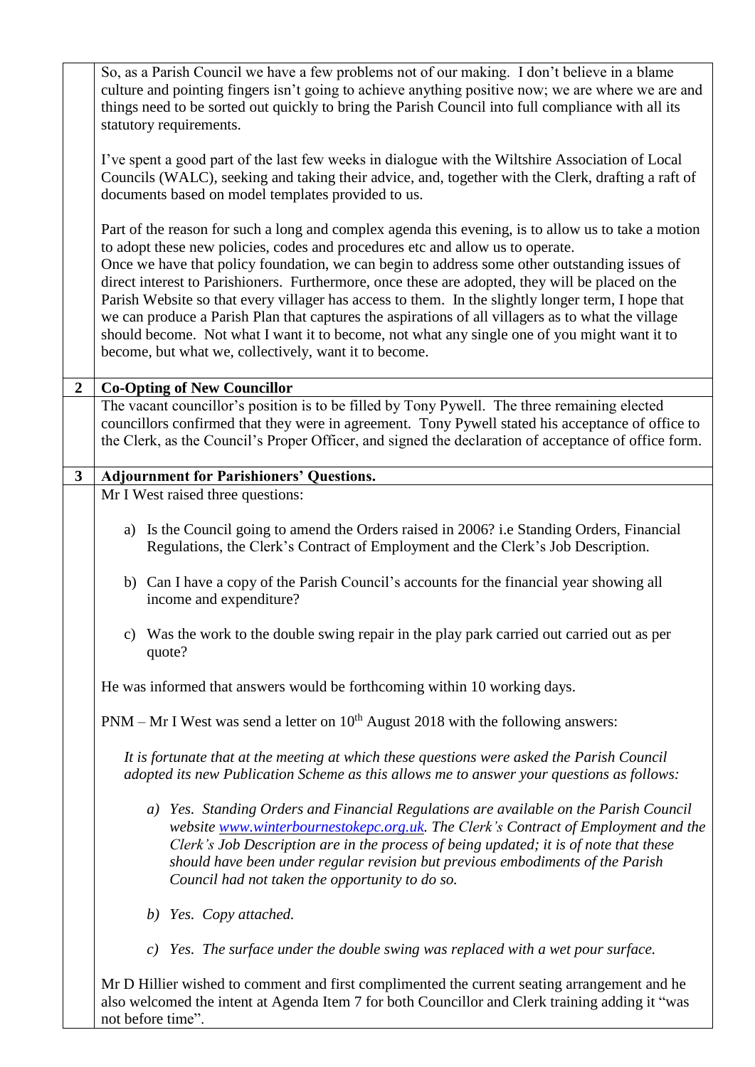So, as a Parish Council we have a few problems not of our making. I don't believe in a blame culture and pointing fingers isn't going to achieve anything positive now; we are where we are and things need to be sorted out quickly to bring the Parish Council into full compliance with all its statutory requirements.

I've spent a good part of the last few weeks in dialogue with the Wiltshire Association of Local Councils (WALC), seeking and taking their advice, and, together with the Clerk, drafting a raft of documents based on model templates provided to us.

Part of the reason for such a long and complex agenda this evening, is to allow us to take a motion to adopt these new policies, codes and procedures etc and allow us to operate.
Once we have that policy foundation, we can begin to address some other outstanding issues of direct interest to Parishioners. Furthermore, once these are adopted, they will be placed on the Parish Website so that every villager has access to them. In the slightly longer term, I hope that we can produce a Parish Plan that captures the aspirations of all villagers as to what the village should become. Not what I want it to become, not what any single one of you might want it to become, but what we, collectively, want it to become.

## 2 Co-Opting of New Councillor

The vacant councillor's position is to be filled by Tony Pywell. The three remaining elected councillors confirmed that they were in agreement. Tony Pywell stated his acceptance of office to the Clerk, as the Council's Proper Officer, and signed the declaration of acceptance of office form.

## 3 Adjournment for Parishioners' Questions.

Mr I West raised three questions:

a) Is the Council going to amend the Orders raised in 2006? i.e Standing Orders, Financial Regulations, the Clerk's Contract of Employment and the Clerk's Job Description.

b) Can I have a copy of the Parish Council's accounts for the financial year showing all income and expenditure?

c) Was the work to the double swing repair in the play park carried out carried out as per quote?

He was informed that answers would be forthcoming within 10 working days.

PNM – Mr I West was send a letter on 10th August 2018 with the following answers:

*It is fortunate that at the meeting at which these questions were asked the Parish Council adopted its new Publication Scheme as this allows me to answer your questions as follows:*

*a) Yes. Standing Orders and Financial Regulations are available on the Parish Council website [www.winterbournestokepc.org.uk](www.winterbournestokepc.org.uk). The Clerk's Contract of Employment and the Clerk's Job Description are in the process of being updated; it is of note that these should have been under regular revision but previous embodiments of the Parish Council had not taken the opportunity to do so.*

*b) Yes. Copy attached.*

*c) Yes. The surface under the double swing was replaced with a wet pour surface.*

Mr D Hillier wished to comment and first complimented the current seating arrangement and he also welcomed the intent at Agenda Item 7 for both Councillor and Clerk training adding it "was not before time".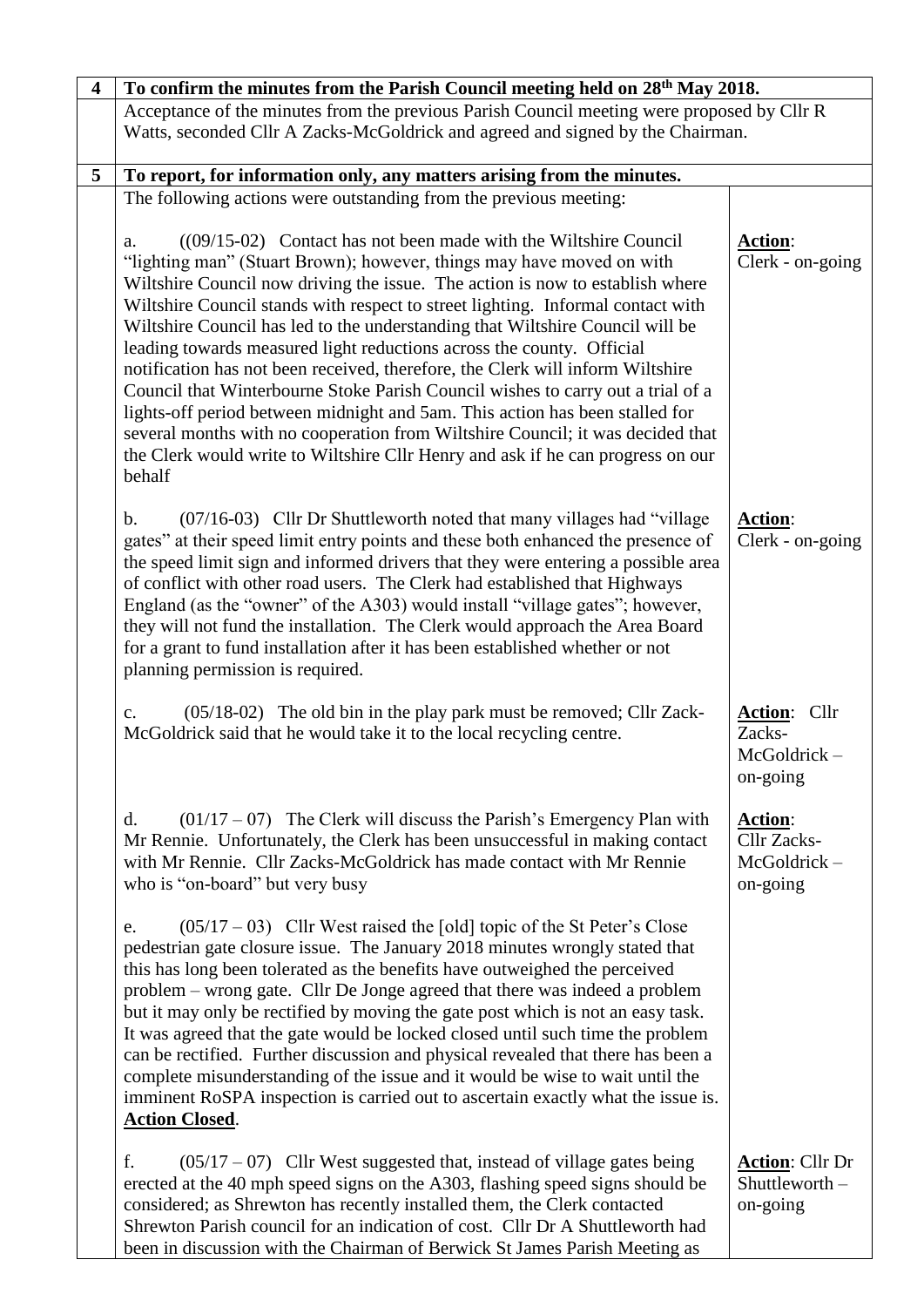| 4 | To confirm the minutes from the Parish Council meeting held on 28th May 2018. | |
|---|---|---|
| | Acceptance of the minutes from the previous Parish Council meeting were proposed by Cllr R Watts, seconded Cllr A Zacks-McGoldrick and agreed and signed by the Chairman. | |
| 5 | **To report, for information only, any matters arising from the minutes.** | |
| | The following actions were outstanding from the previous meeting: | |
| | a. ((09/15-02) Contact has not been made with the Wiltshire Council "lighting man" (Stuart Brown); however, things may have moved on with Wiltshire Council now driving the issue. The action is now to establish where Wiltshire Council stands with respect to street lighting. Informal contact with Wiltshire Council has led to the understanding that Wiltshire Council will be leading towards measured light reductions across the county. Official notification has not been received, therefore, the Clerk will inform Wiltshire Council that Winterbourne Stoke Parish Council wishes to carry out a trial of a lights-off period between midnight and 5am. This action has been stalled for several months with no cooperation from Wiltshire Council; it was decided that the Clerk would write to Wiltshire Cllr Henry and ask if he can progress on our behalf | **Action**: Clerk - on-going |
| | b. (07/16-03) Cllr Dr Shuttleworth noted that many villages had "village gates" at their speed limit entry points and these both enhanced the presence of the speed limit sign and informed drivers that they were entering a possible area of conflict with other road users. The Clerk had established that Highways England (as the "owner" of the A303) would install "village gates"; however, they will not fund the installation. The Clerk would approach the Area Board for a grant to fund installation after it has been established whether or not planning permission is required. | **Action**: Clerk - on-going |
| | c. (05/18-02) The old bin in the play park must be removed; Cllr Zack-McGoldrick said that he would take it to the local recycling centre. | **Action**: Cllr Zacks-McGoldrick – on-going |
| | d. (01/17 – 07) The Clerk will discuss the Parish's Emergency Plan with Mr Rennie. Unfortunately, the Clerk has been unsuccessful in making contact with Mr Rennie. Cllr Zacks-McGoldrick has made contact with Mr Rennie who is "on-board" but very busy | **Action**: Cllr Zacks-McGoldrick – on-going |
| | e. (05/17 – 03) Cllr West raised the [old] topic of the St Peter's Close pedestrian gate closure issue. The January 2018 minutes wrongly stated that this has long been tolerated as the benefits have outweighed the perceived problem – wrong gate. Cllr De Jonge agreed that there was indeed a problem but it may only be rectified by moving the gate post which is not an easy task. It was agreed that the gate would be locked closed until such time the problem can be rectified. Further discussion and physical revealed that there has been a complete misunderstanding of the issue and it would be wise to wait until the imminent RoSPA inspection is carried out to ascertain exactly what the issue is. **Action Closed**. | |
| | f. (05/17 – 07) Cllr West suggested that, instead of village gates being erected at the 40 mph speed signs on the A303, flashing speed signs should be considered; as Shrewton has recently installed them, the Clerk contacted Shrewton Parish council for an indication of cost. Cllr Dr A Shuttleworth had been in discussion with the Chairman of Berwick St James Parish Meeting as | **Action**: Cllr Dr Shuttleworth – on-going |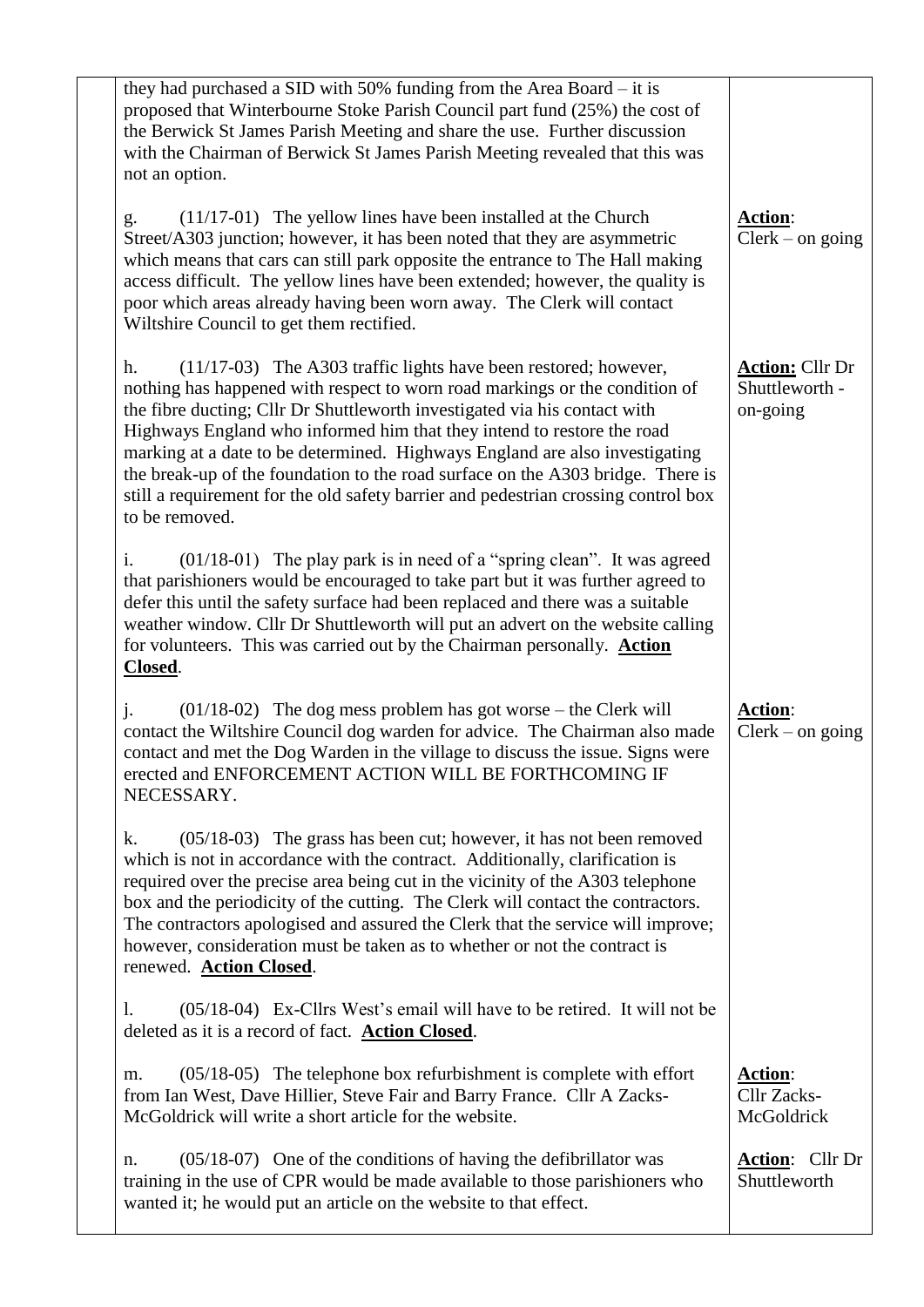| | | |
|---|---|---|
| | they had purchased a SID with 50% funding from the Area Board – it is proposed that Winterbourne Stoke Parish Council part fund (25%) the cost of the Berwick St James Parish Meeting and share the use. Further discussion with the Chairman of Berwick St James Parish Meeting revealed that this was not an option. | |
| | g. (11/17-01) The yellow lines have been installed at the Church Street/A303 junction; however, it has been noted that they are asymmetric which means that cars can still park opposite the entrance to The Hall making access difficult. The yellow lines have been extended; however, the quality is poor which areas already having been worn away. The Clerk will contact Wiltshire Council to get them rectified. | **Action**: Clerk – on going |
| | h. (11/17-03) The A303 traffic lights have been restored; however, nothing has happened with respect to worn road markings or the condition of the fibre ducting; Cllr Dr Shuttleworth investigated via his contact with Highways England who informed him that they intend to restore the road marking at a date to be determined. Highways England are also investigating the break-up of the foundation to the road surface on the A303 bridge. There is still a requirement for the old safety barrier and pedestrian crossing control box to be removed. | **Action:** Cllr Dr Shuttleworth - on-going |
| | i. (01/18-01) The play park is in need of a "spring clean". It was agreed that parishioners would be encouraged to take part but it was further agreed to defer this until the safety surface had been replaced and there was a suitable weather window. Cllr Dr Shuttleworth will put an advert on the website calling for volunteers. This was carried out by the Chairman personally. **Action Closed**. | |
| | j. (01/18-02) The dog mess problem has got worse – the Clerk will contact the Wiltshire Council dog warden for advice. The Chairman also made contact and met the Dog Warden in the village to discuss the issue. Signs were erected and ENFORCEMENT ACTION WILL BE FORTHCOMING IF NECESSARY. | **Action**: Clerk – on going |
| | k. (05/18-03) The grass has been cut; however, it has not been removed which is not in accordance with the contract. Additionally, clarification is required over the precise area being cut in the vicinity of the A303 telephone box and the periodicity of the cutting. The Clerk will contact the contractors. The contractors apologised and assured the Clerk that the service will improve; however, consideration must be taken as to whether or not the contract is renewed. **Action Closed**. | |
| | l. (05/18-04) Ex-Cllrs West's email will have to be retired. It will not be deleted as it is a record of fact. **Action Closed**. | |
| | m. (05/18-05) The telephone box refurbishment is complete with effort from Ian West, Dave Hillier, Steve Fair and Barry France. Cllr A Zacks-McGoldrick will write a short article for the website. | **Action**: Cllr Zacks-McGoldrick |
| | n. (05/18-07) One of the conditions of having the defibrillator was training in the use of CPR would be made available to those parishioners who wanted it; he would put an article on the website to that effect. | **Action**: Cllr Dr Shuttleworth |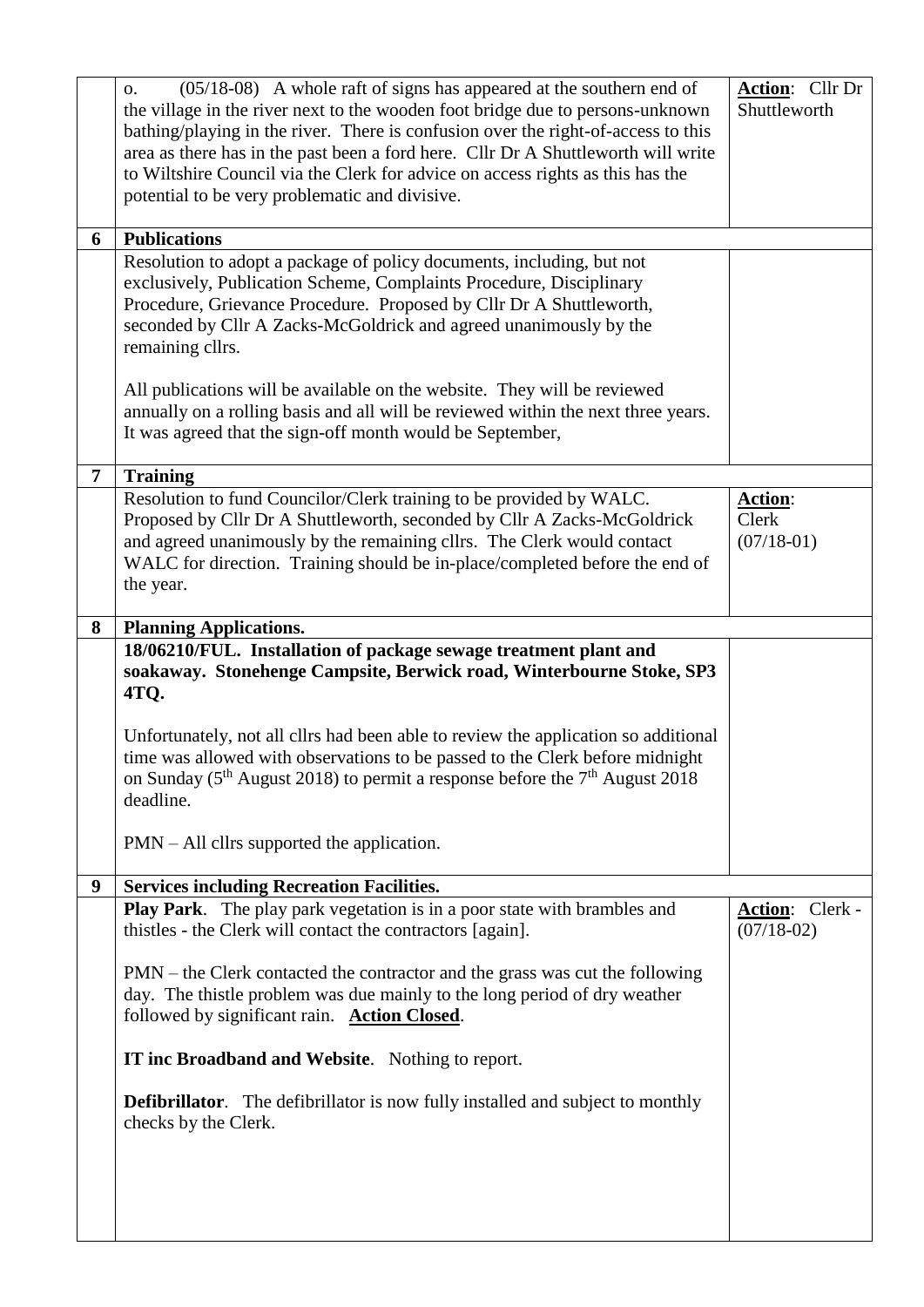| | | |
|---|---|---|
| | o. (05/18-08) A whole raft of signs has appeared at the southern end of the village in the river next to the wooden foot bridge due to persons-unknown bathing/playing in the river. There is confusion over the right-of-access to this area as there has in the past been a ford here. Cllr Dr A Shuttleworth will write to Wiltshire Council via the Clerk for advice on access rights as this has the potential to be very problematic and divisive. | **Action**: Cllr Dr Shuttleworth |
| **6** | **Publications** | |
| | Resolution to adopt a package of policy documents, including, but not exclusively, Publication Scheme, Complaints Procedure, Disciplinary Procedure, Grievance Procedure. Proposed by Cllr Dr A Shuttleworth, seconded by Cllr A Zacks-McGoldrick and agreed unanimously by the remaining cllrs.<br><br>All publications will be available on the website. They will be reviewed annually on a rolling basis and all will be reviewed within the next three years. It was agreed that the sign-off month would be September, | |
| **7** | **Training** | |
| | Resolution to fund Councilor/Clerk training to be provided by WALC. Proposed by Cllr Dr A Shuttleworth, seconded by Cllr A Zacks-McGoldrick and agreed unanimously by the remaining cllrs. The Clerk would contact WALC for direction. Training should be in-place/completed before the end of the year. | **Action**: Clerk (07/18-01) |
| **8** | **Planning Applications.** | |
| | **18/06210/FUL. Installation of package sewage treatment plant and soakaway. Stonehenge Campsite, Berwick road, Winterbourne Stoke, SP3 4TQ.**<br><br>Unfortunately, not all cllrs had been able to review the application so additional time was allowed with observations to be passed to the Clerk before midnight on Sunday (5th August 2018) to permit a response before the 7th August 2018 deadline.<br><br>PMN – All cllrs supported the application. | |
| **9** | **Services including Recreation Facilities.** | |
| | **Play Park**. The play park vegetation is in a poor state with brambles and thistles - the Clerk will contact the contractors [again].<br><br>PMN – the Clerk contacted the contractor and the grass was cut the following day. The thistle problem was due mainly to the long period of dry weather followed by significant rain. **Action Closed**.<br><br>**IT inc Broadband and Website**. Nothing to report.<br><br>**Defibrillator**. The defibrillator is now fully installed and subject to monthly checks by the Clerk. | **Action**: Clerk - (07/18-02) |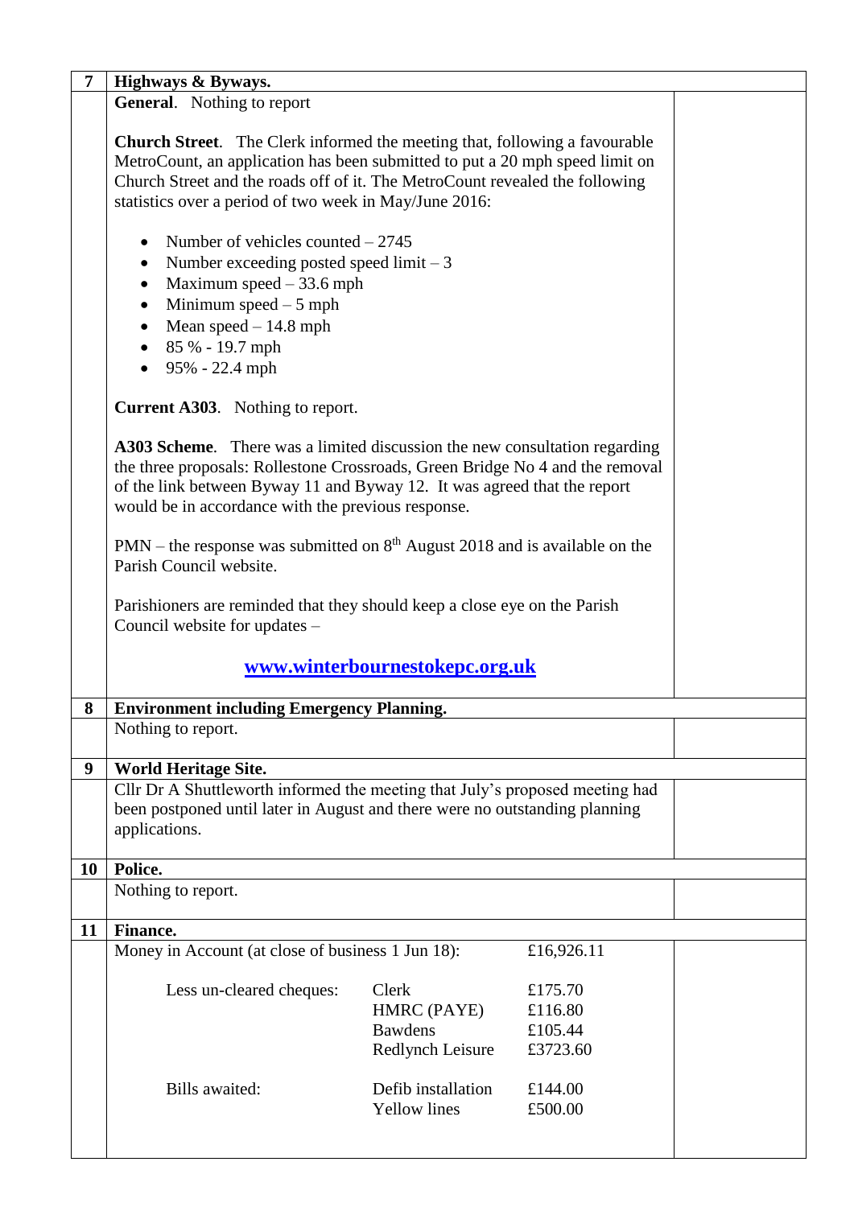| 7 | **Highways & Byways.** | |
|---|---|---|

**General**. Nothing to report

**Church Street**. The Clerk informed the meeting that, following a favourable MetroCount, an application has been submitted to put a 20 mph speed limit on Church Street and the roads off of it. The MetroCount revealed the following statistics over a period of two week in May/June 2016:

- Number of vehicles counted – 2745
- Number exceeding posted speed limit – 3
- Maximum speed – 33.6 mph
- Minimum speed – 5 mph
- Mean speed – 14.8 mph
- 85 % - 19.7 mph
- 95% - 22.4 mph

**Current A303**. Nothing to report.

**A303 Scheme**. There was a limited discussion the new consultation regarding the three proposals: Rollestone Crossroads, Green Bridge No 4 and the removal of the link between Byway 11 and Byway 12. It was agreed that the report would be in accordance with the previous response.

PMN – the response was submitted on 8th August 2018 and is available on the Parish Council website.

Parishioners are reminded that they should keep a close eye on the Parish Council website for updates –

**www.winterbournestokepc.org.uk**

## 8 Environment including Emergency Planning.

Nothing to report.

## 9 World Heritage Site.

Cllr Dr A Shuttleworth informed the meeting that July's proposed meeting had been postponed until later in August and there were no outstanding planning applications.

## 10 Police.

Nothing to report.

## 11 Finance.

| | | |
|---|---|---|
| Money in Account (at close of business 1 Jun 18): | | £16,926.11 |
| Less un-cleared cheques: | Clerk | £175.70 |
| | HMRC (PAYE) | £116.80 |
| | Bawdens | £105.44 |
| | Redlynch Leisure | £3723.60 |
| Bills awaited: | Defib installation | £144.00 |
| | Yellow lines | £500.00 |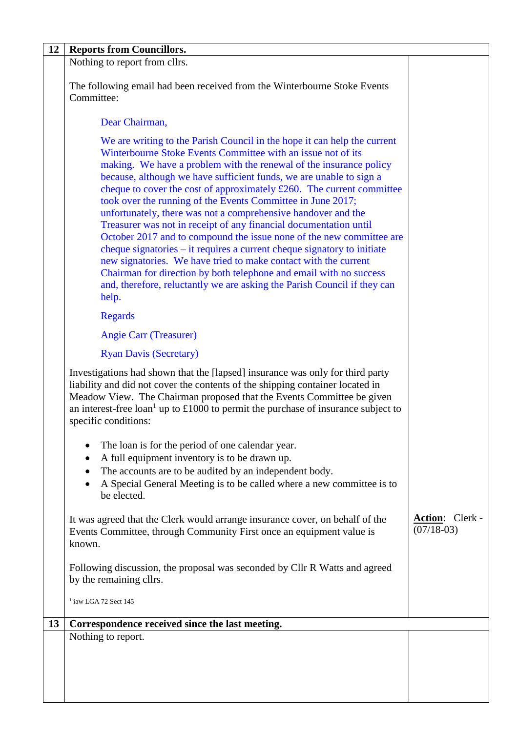| 12 | Reports from Councillors. | |
|---|---|---|
| | Nothing to report from cllrs.<br><br>The following email had been received from the Winterbourne Stoke Events Committee:<br><br>Dear Chairman,<br><br>We are writing to the Parish Council in the hope it can help the current Winterbourne Stoke Events Committee with an issue not of its making. We have a problem with the renewal of the insurance policy because, although we have sufficient funds, we are unable to sign a cheque to cover the cost of approximately £260. The current committee took over the running of the Events Committee in June 2017; unfortunately, there was not a comprehensive handover and the Treasurer was not in receipt of any financial documentation until October 2017 and to compound the issue none of the new committee are cheque signatories – it requires a current cheque signatory to initiate new signatories. We have tried to make contact with the current Chairman for direction by both telephone and email with no success and, therefore, reluctantly we are asking the Parish Council if they can help.<br><br>Regards<br><br>Angie Carr (Treasurer)<br><br>Ryan Davis (Secretary)<br><br>Investigations had shown that the [lapsed] insurance was only for third party liability and did not cover the contents of the shipping container located in Meadow View. The Chairman proposed that the Events Committee be given an interest-free loan[1] up to £1000 to permit the purchase of insurance subject to specific conditions:<br><br>• The loan is for the period of one calendar year.<br>• A full equipment inventory is to be drawn up.<br>• The accounts are to be audited by an independent body.<br>• A Special General Meeting is to be called where a new committee is to be elected.<br><br>It was agreed that the Clerk would arrange insurance cover, on behalf of the Events Committee, through Community First once an equipment value is known.<br><br>Following discussion, the proposal was seconded by Cllr R Watts and agreed by the remaining cllrs.<br><br>[1] iaw LGA 72 Sect 145 | **Action**: Clerk - (07/18-03) |
| **13** | **Correspondence received since the last meeting.** | |
| | Nothing to report. | |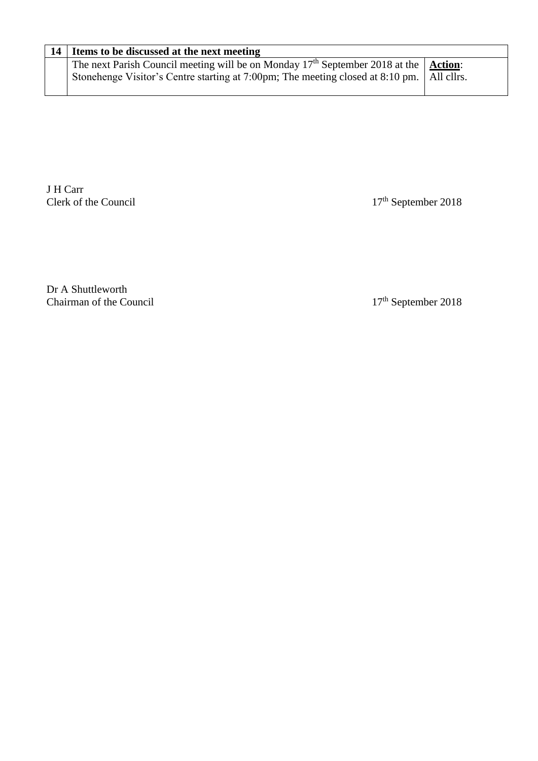| 14 | Items to be discussed at the next meeting | |
|---|---|---|
| | The next Parish Council meeting will be on Monday 17th September 2018 at the Stonehenge Visitor's Centre starting at 7:00pm; The meeting closed at 8:10 pm. | **Action**: All cllrs. |

J H Carr
Clerk of the Council — 17th September 2018

Dr A Shuttleworth
Chairman of the Council — 17th September 2018